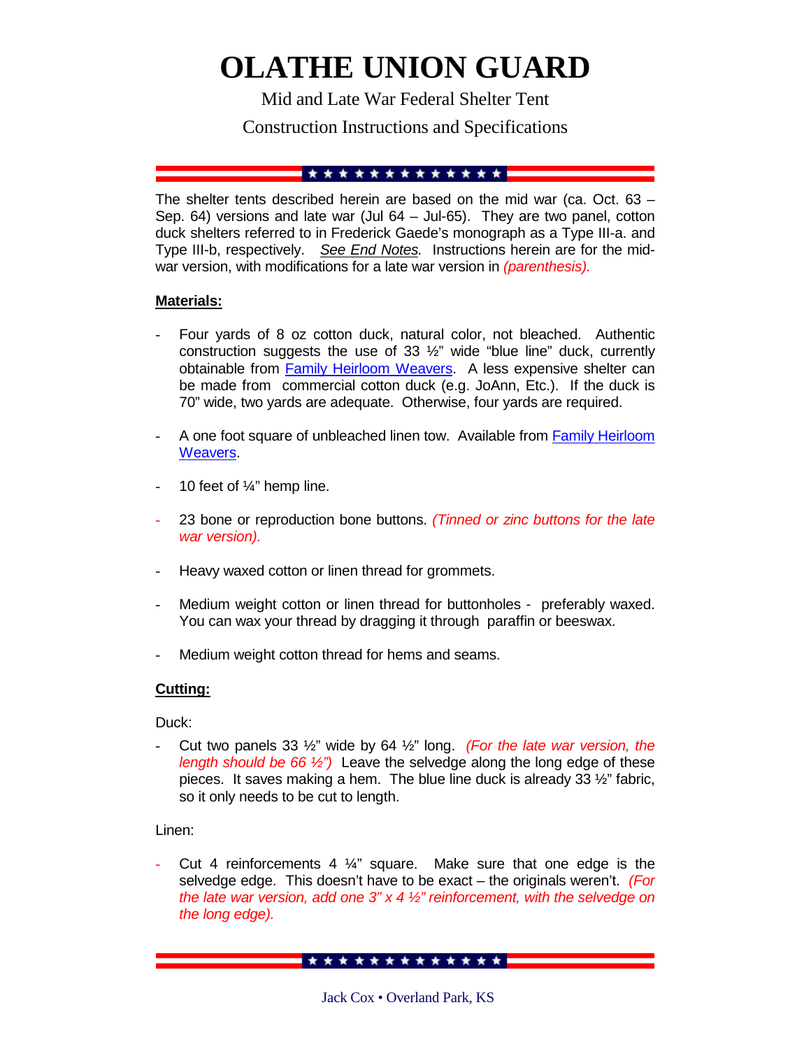// Page 1 of 11; footer "Jack Cox • Overland Park, KS" omitted as a running footer; decorative star bars not reproduced.
# OLATHE UNION GUARD

Mid and Late War Federal Shelter Tent

Construction Instructions and Specifications

The shelter tents described herein are based on the mid war (ca. Oct. 63 – Sep. 64) versions and late war (Jul 64 – Jul-65). They are two panel, cotton duck shelters referred to in Frederick Gaede's monograph as a Type III-a. and Type III-b, respectively. *See End Notes.* Instructions herein are for the mid-war version, with modifications for a late war version in *(parenthesis).*

## Materials:

- Four yards of 8 oz cotton duck, natural color, not bleached. Authentic construction suggests the use of 33 ½" wide "blue line" duck, currently obtainable from Family Heirloom Weavers. A less expensive shelter can be made from commercial cotton duck (e.g. JoAnn, Etc.). If the duck is 70" wide, two yards are adequate. Otherwise, four yards are required.

- A one foot square of unbleached linen tow. Available from Family Heirloom Weavers.

- 10 feet of ¼" hemp line.

- 23 bone or reproduction bone buttons. *(Tinned or zinc buttons for the late war version).*

- Heavy waxed cotton or linen thread for grommets.

- Medium weight cotton or linen thread for buttonholes - preferably waxed. You can wax your thread by dragging it through paraffin or beeswax.

- Medium weight cotton thread for hems and seams.

## Cutting:

Duck:

- Cut two panels 33 ½" wide by 64 ½" long. *(For the late war version, the length should be 66 ½")* Leave the selvedge along the long edge of these pieces. It saves making a hem. The blue line duck is already 33 ½" fabric, so it only needs to be cut to length.

Linen:

- Cut 4 reinforcements 4 ¼" square. Make sure that one edge is the selvedge edge. This doesn't have to be exact – the originals weren't. *(For the late war version, add one 3" x 4 ½" reinforcement, with the selvedge on the long edge).*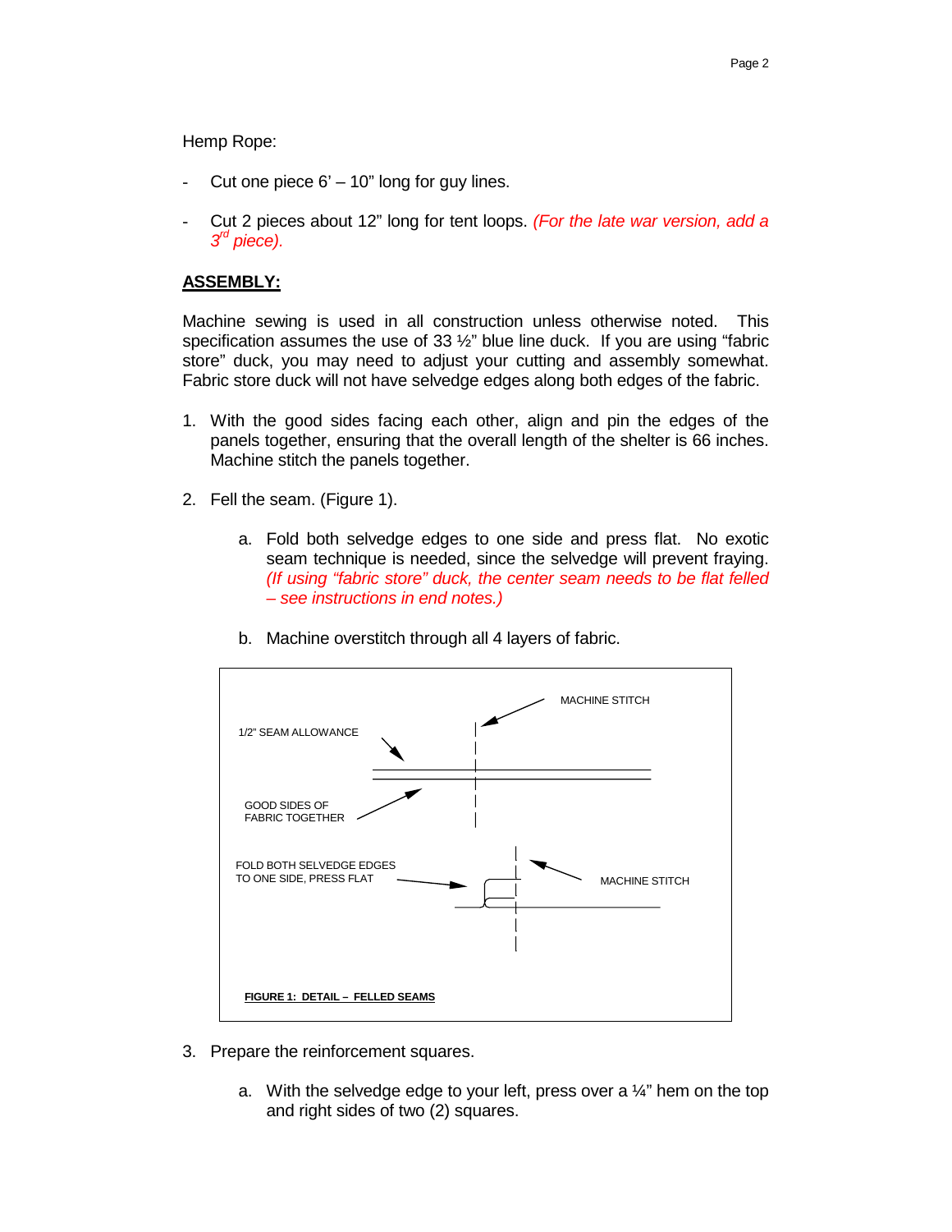Hemp Rope:

- Cut one piece 6' – 10" long for guy lines.

- Cut 2 pieces about 12" long for tent loops. *(For the late war version, add a 3rd piece).*

**ASSEMBLY:**

Machine sewing is used in all construction unless otherwise noted. This specification assumes the use of 33 ½" blue line duck. If you are using "fabric store" duck, you may need to adjust your cutting and assembly somewhat. Fabric store duck will not have selvedge edges along both edges of the fabric.

1. With the good sides facing each other, align and pin the edges of the panels together, ensuring that the overall length of the shelter is 66 inches. Machine stitch the panels together.

2. Fell the seam. (Figure 1).

   a. Fold both selvedge edges to one side and press flat. No exotic seam technique is needed, since the selvedge will prevent fraying. *(If using "fabric store" duck, the center seam needs to be flat felled – see instructions in end notes.)*

   b. Machine overstitch through all 4 layers of fabric.

MACHINE STITCH

1/2" SEAM ALLOWANCE

GOOD SIDES OF FABRIC TOGETHER

FOLD BOTH SELVEDGE EDGES TO ONE SIDE, PRESS FLAT

MACHINE STITCH

**FIGURE 1: DETAIL – FELLED SEAMS**

3. Prepare the reinforcement squares.

   a. With the selvedge edge to your left, press over a ¼" hem on the top and right sides of two (2) squares.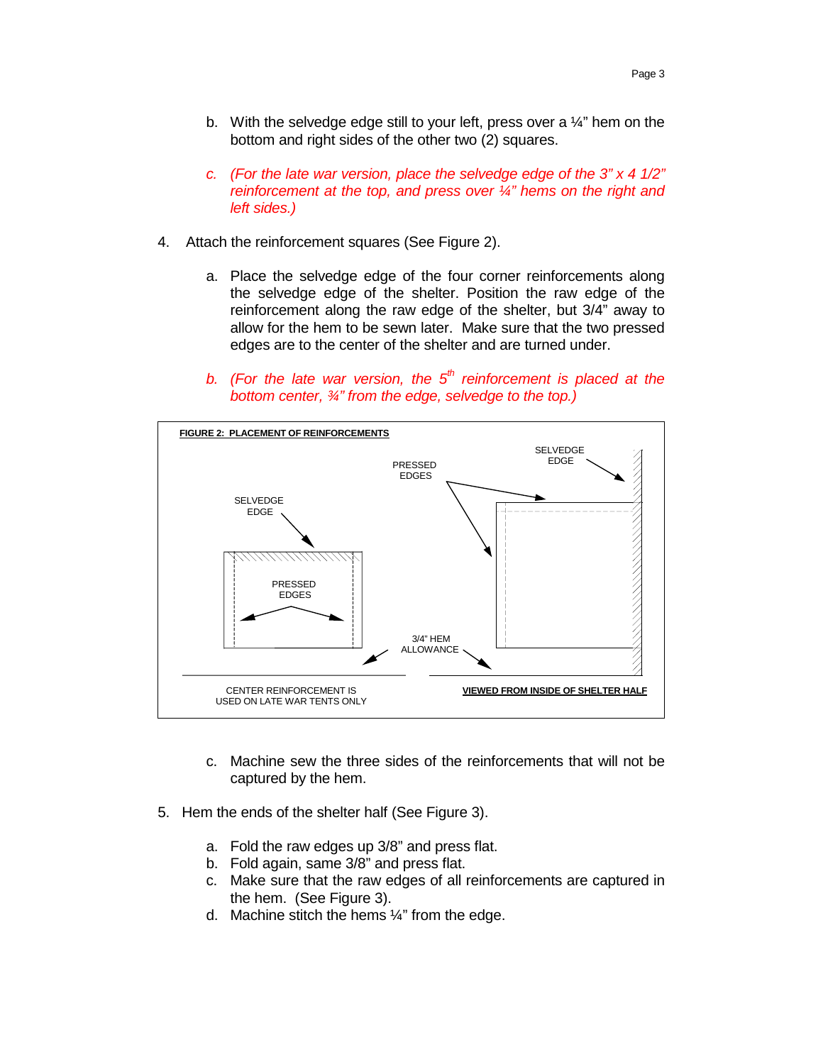b. With the selvedge edge still to your left, press over a ¼" hem on the bottom and right sides of the other two (2) squares.

*c. (For the late war version, place the selvedge edge of the 3" x 4 1/2" reinforcement at the top, and press over ¼" hems on the right and left sides.)*

4. Attach the reinforcement squares (See Figure 2).

a. Place the selvedge edge of the four corner reinforcements along the selvedge edge of the shelter. Position the raw edge of the reinforcement along the raw edge of the shelter, but 3/4" away to allow for the hem to be sewn later. Make sure that the two pressed edges are to the center of the shelter and are turned under.

*b. (For the late war version, the 5th reinforcement is placed at the bottom center, ¾" from the edge, selvedge to the top.)*

**FIGURE 2: PLACEMENT OF REINFORCEMENTS**

SELVEDGE EDGE

PRESSED EDGES

SELVEDGE EDGE

PRESSED EDGES

3/4" HEM ALLOWANCE

CENTER REINFORCEMENT IS USED ON LATE WAR TENTS ONLY

**VIEWED FROM INSIDE OF SHELTER HALF**

c. Machine sew the three sides of the reinforcements that will not be captured by the hem.

5. Hem the ends of the shelter half (See Figure 3).

a. Fold the raw edges up 3/8" and press flat.
b. Fold again, same 3/8" and press flat.
c. Make sure that the raw edges of all reinforcements are captured in the hem. (See Figure 3).
d. Machine stitch the hems ¼" from the edge.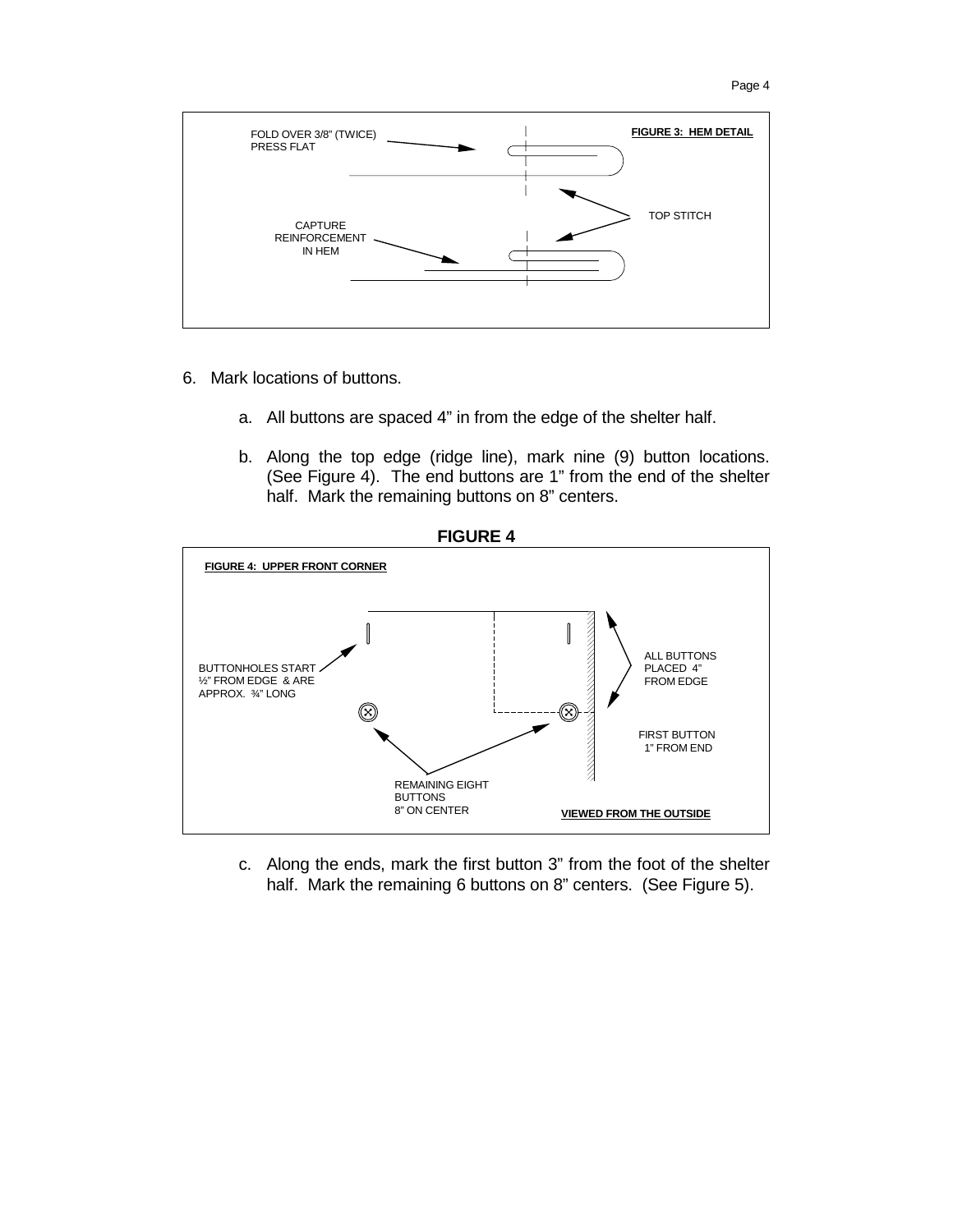FOLD OVER 3/8" (TWICE) PRESS FLAT

**FIGURE 3: HEM DETAIL**

TOP STITCH

CAPTURE REINFORCEMENT IN HEM

6. Mark locations of buttons.

   a. All buttons are spaced 4" in from the edge of the shelter half.

   b. Along the top edge (ridge line), mark nine (9) button locations. (See Figure 4). The end buttons are 1" from the end of the shelter half. Mark the remaining buttons on 8" centers.

**FIGURE 4**

**FIGURE 4: UPPER FRONT CORNER**

BUTTONHOLES START ½" FROM EDGE & ARE APPROX. ¾" LONG

ALL BUTTONS PLACED 4" FROM EDGE

FIRST BUTTON 1" FROM END

REMAINING EIGHT BUTTONS 8" ON CENTER

**VIEWED FROM THE OUTSIDE**

   c. Along the ends, mark the first button 3" from the foot of the shelter half. Mark the remaining 6 buttons on 8" centers. (See Figure 5).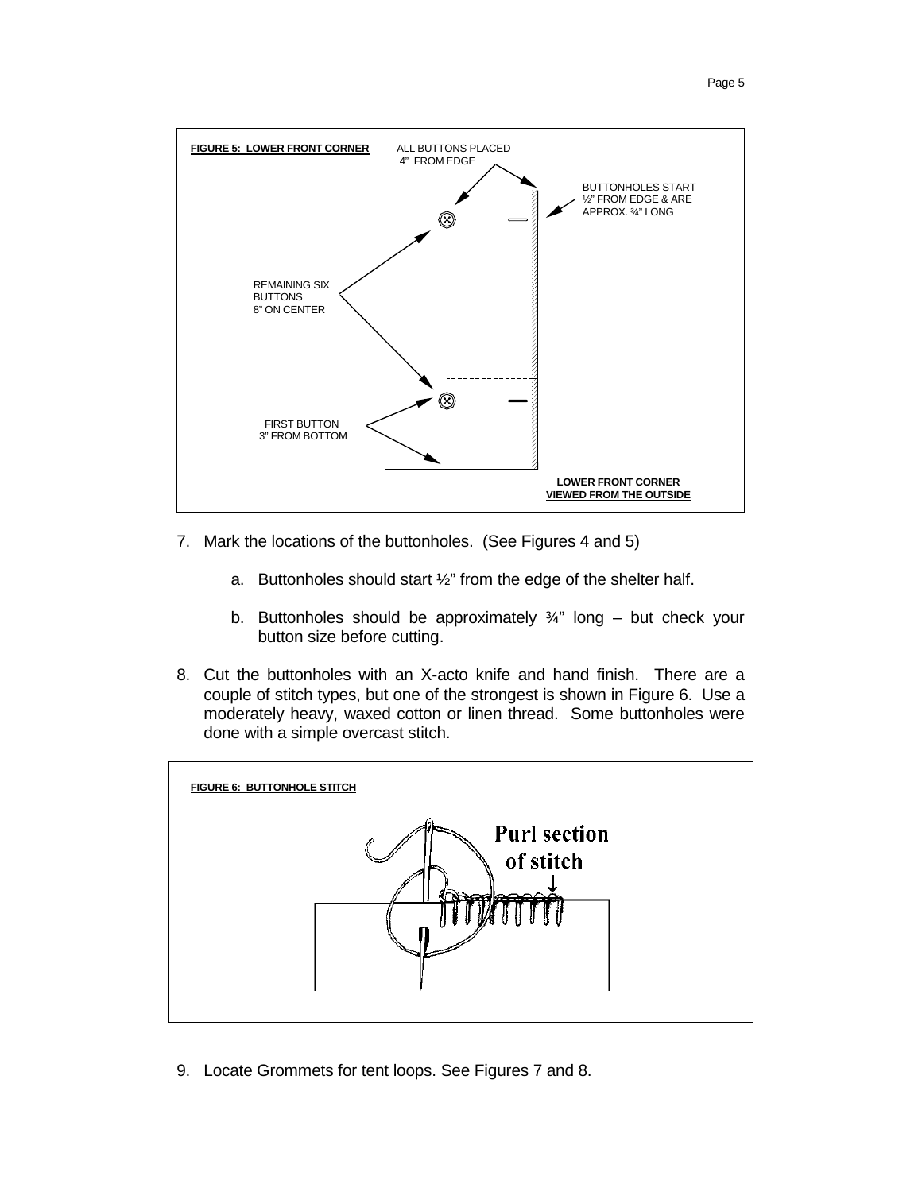**FIGURE 5: LOWER FRONT CORNER**

ALL BUTTONS PLACED 4" FROM EDGE

BUTTONHOLES START ½" FROM EDGE & ARE APPROX. ¾" LONG

REMAINING SIX BUTTONS 8" ON CENTER

FIRST BUTTON 3" FROM BOTTOM

**LOWER FRONT CORNER**
**VIEWED FROM THE OUTSIDE**

7. Mark the locations of the buttonholes. (See Figures 4 and 5)

   a. Buttonholes should start ½" from the edge of the shelter half.

   b. Buttonholes should be approximately ¾" long – but check your button size before cutting.

8. Cut the buttonholes with an X-acto knife and hand finish. There are a couple of stitch types, but one of the strongest is shown in Figure 6. Use a moderately heavy, waxed cotton or linen thread. Some buttonholes were done with a simple overcast stitch.

**FIGURE 6: BUTTONHOLE STITCH**

Purl section of stitch

9. Locate Grommets for tent loops. See Figures 7 and 8.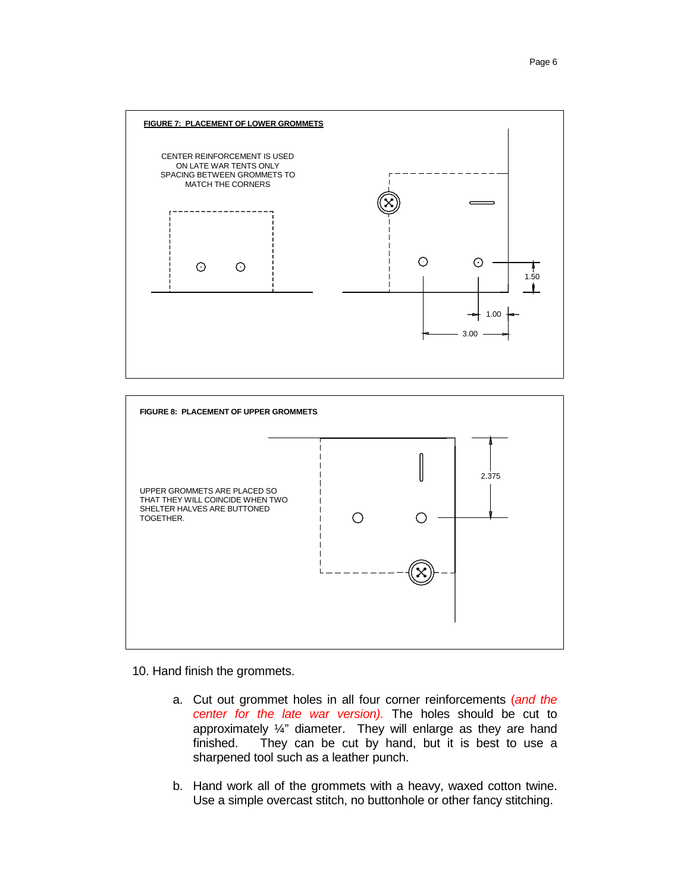**FIGURE 7: PLACEMENT OF LOWER GROMMETS**

CENTER REINFORCEMENT IS USED ON LATE WAR TENTS ONLY SPACING BETWEEN GROMMETS TO MATCH THE CORNERS

1.50

1.00

3.00

**FIGURE 8: PLACEMENT OF UPPER GROMMETS**

UPPER GROMMETS ARE PLACED SO THAT THEY WILL COINCIDE WHEN TWO SHELTER HALVES ARE BUTTONED TOGETHER.

2.375

10. Hand finish the grommets.

    a. Cut out grommet holes in all four corner reinforcements *(and the center for the late war version).* The holes should be cut to approximately ¼" diameter. They will enlarge as they are hand finished. They can be cut by hand, but it is best to use a sharpened tool such as a leather punch.

    b. Hand work all of the grommets with a heavy, waxed cotton twine. Use a simple overcast stitch, no buttonhole or other fancy stitching.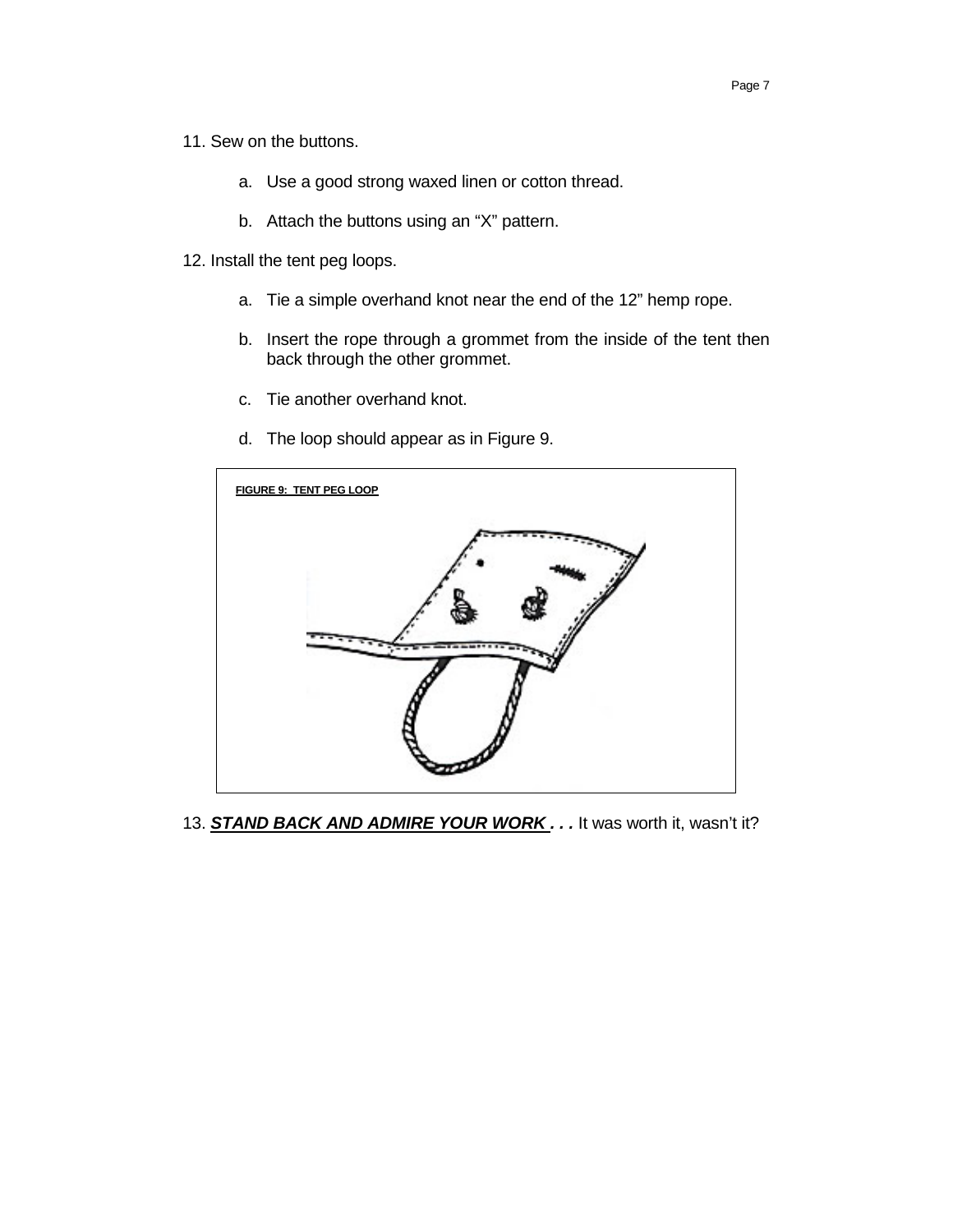11. Sew on the buttons.

    a. Use a good strong waxed linen or cotton thread.

    b. Attach the buttons using an "X" pattern.

12. Install the tent peg loops.

    a. Tie a simple overhand knot near the end of the 12" hemp rope.

    b. Insert the rope through a grommet from the inside of the tent then back through the other grommet.

    c. Tie another overhand knot.

    d. The loop should appear as in Figure 9.

**FIGURE 9: TENT PEG LOOP**

13. ***STAND BACK AND ADMIRE YOUR WORK . . .*** It was worth it, wasn't it?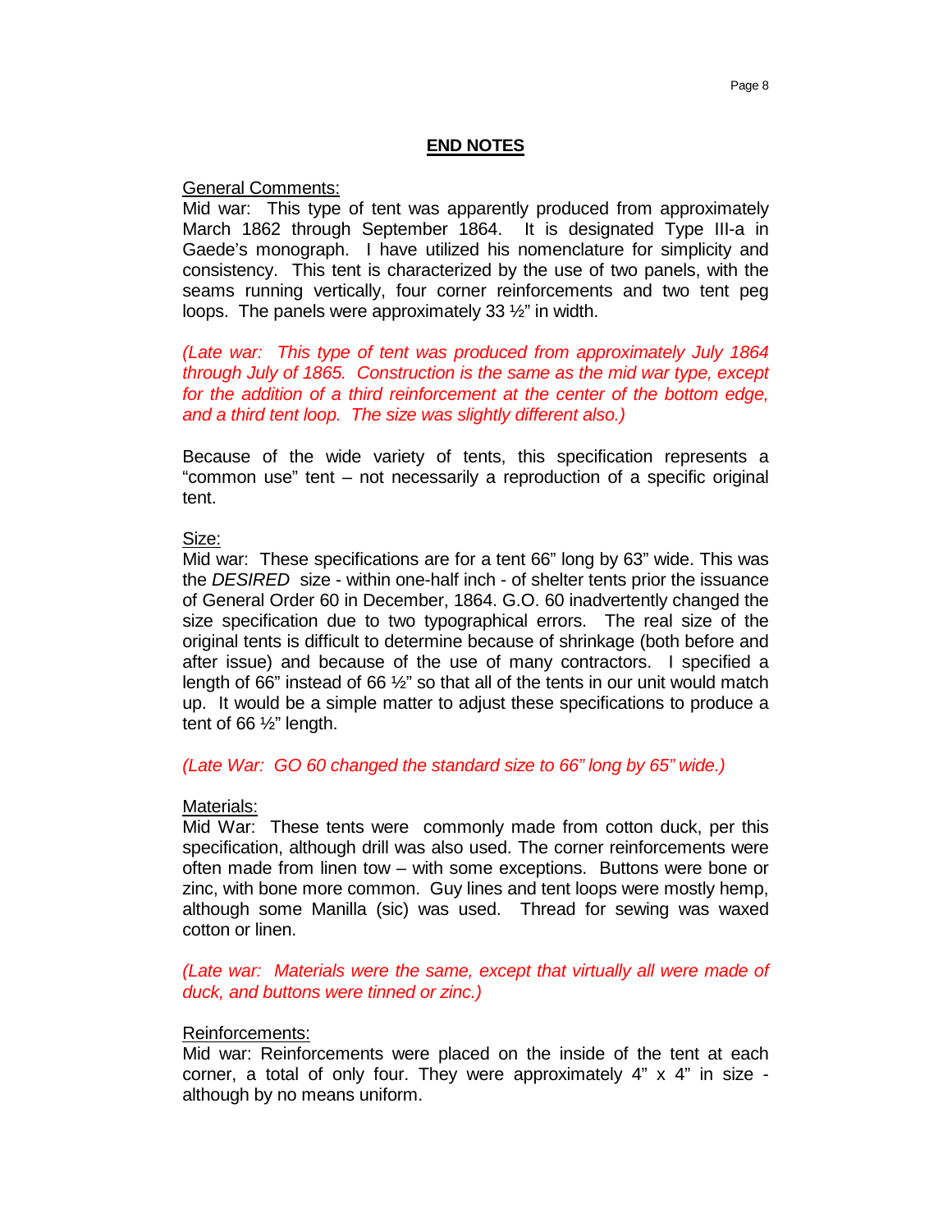## END NOTES

General Comments:

Mid war: This type of tent was apparently produced from approximately March 1862 through September 1864. It is designated Type III-a in Gaede's monograph. I have utilized his nomenclature for simplicity and consistency. This tent is characterized by the use of two panels, with the seams running vertically, four corner reinforcements and two tent peg loops. The panels were approximately 33 ½" in width.

*(Late war: This type of tent was produced from approximately July 1864 through July of 1865. Construction is the same as the mid war type, except for the addition of a third reinforcement at the center of the bottom edge, and a third tent loop. The size was slightly different also.)*

Because of the wide variety of tents, this specification represents a "common use" tent – not necessarily a reproduction of a specific original tent.

Size:

Mid war: These specifications are for a tent 66" long by 63" wide. This was the *DESIRED* size - within one-half inch - of shelter tents prior the issuance of General Order 60 in December, 1864. G.O. 60 inadvertently changed the size specification due to two typographical errors. The real size of the original tents is difficult to determine because of shrinkage (both before and after issue) and because of the use of many contractors. I specified a length of 66" instead of 66 ½" so that all of the tents in our unit would match up. It would be a simple matter to adjust these specifications to produce a tent of 66 ½" length.

*(Late War: GO 60 changed the standard size to 66" long by 65" wide.)*

Materials:

Mid War: These tents were commonly made from cotton duck, per this specification, although drill was also used. The corner reinforcements were often made from linen tow – with some exceptions. Buttons were bone or zinc, with bone more common. Guy lines and tent loops were mostly hemp, although some Manilla (sic) was used. Thread for sewing was waxed cotton or linen.

*(Late war: Materials were the same, except that virtually all were made of duck, and buttons were tinned or zinc.)*

Reinforcements:

Mid war: Reinforcements were placed on the inside of the tent at each corner, a total of only four. They were approximately 4" x 4" in size - although by no means uniform.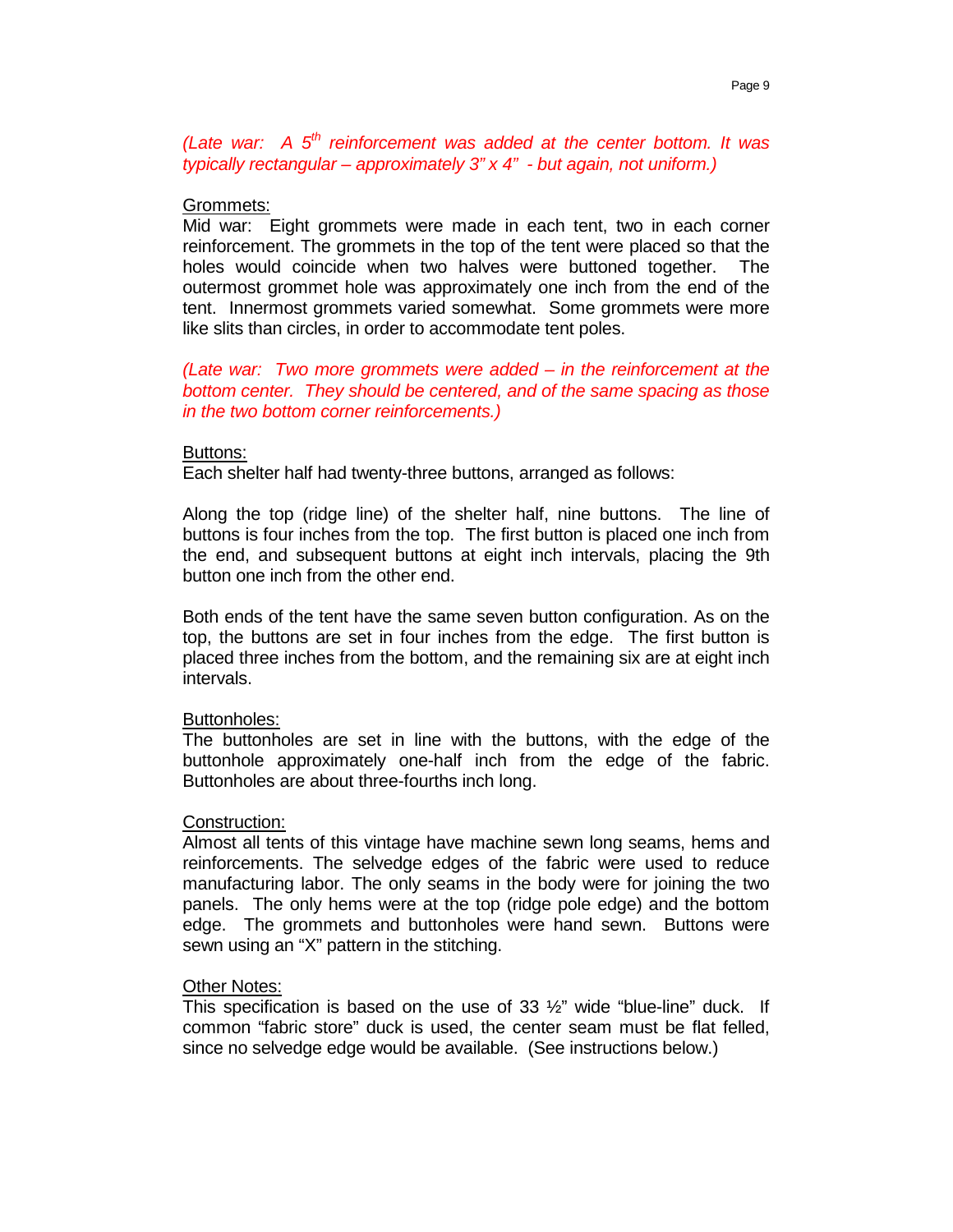*(Late war: A 5th reinforcement was added at the center bottom. It was typically rectangular – approximately 3" x 4" - but again, not uniform.)*

Grommets:

Mid war: Eight grommets were made in each tent, two in each corner reinforcement. The grommets in the top of the tent were placed so that the holes would coincide when two halves were buttoned together. The outermost grommet hole was approximately one inch from the end of the tent. Innermost grommets varied somewhat. Some grommets were more like slits than circles, in order to accommodate tent poles.

*(Late war: Two more grommets were added – in the reinforcement at the bottom center. They should be centered, and of the same spacing as those in the two bottom corner reinforcements.)*

Buttons:

Each shelter half had twenty-three buttons, arranged as follows:

Along the top (ridge line) of the shelter half, nine buttons. The line of buttons is four inches from the top. The first button is placed one inch from the end, and subsequent buttons at eight inch intervals, placing the 9th button one inch from the other end.

Both ends of the tent have the same seven button configuration. As on the top, the buttons are set in four inches from the edge. The first button is placed three inches from the bottom, and the remaining six are at eight inch intervals.

Buttonholes:

The buttonholes are set in line with the buttons, with the edge of the buttonhole approximately one-half inch from the edge of the fabric. Buttonholes are about three-fourths inch long.

Construction:

Almost all tents of this vintage have machine sewn long seams, hems and reinforcements. The selvedge edges of the fabric were used to reduce manufacturing labor. The only seams in the body were for joining the two panels. The only hems were at the top (ridge pole edge) and the bottom edge. The grommets and buttonholes were hand sewn. Buttons were sewn using an "X" pattern in the stitching.

Other Notes:

This specification is based on the use of 33 ½" wide "blue-line" duck. If common "fabric store" duck is used, the center seam must be flat felled, since no selvedge edge would be available. (See instructions below.)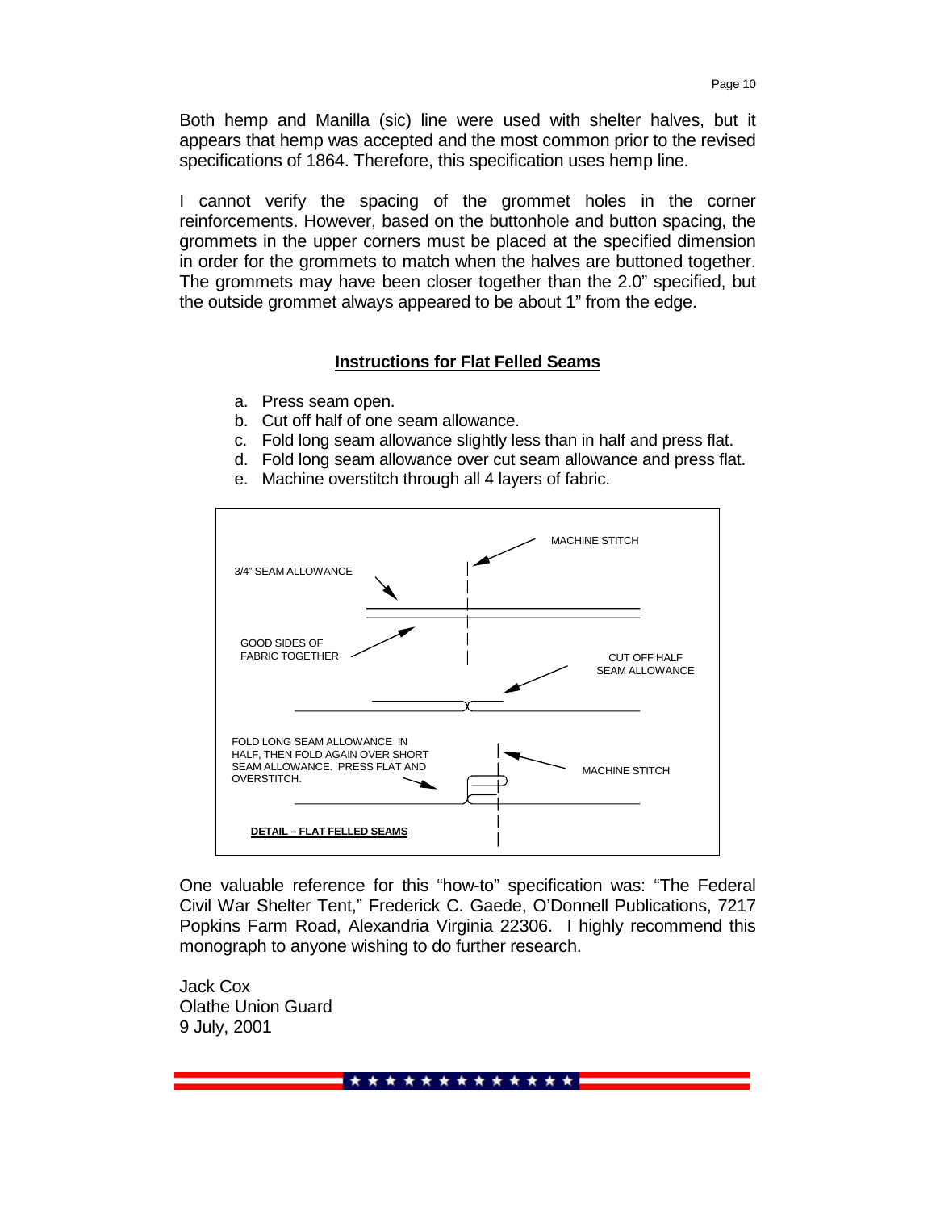Both hemp and Manilla (sic) line were used with shelter halves, but it appears that hemp was accepted and the most common prior to the revised specifications of 1864. Therefore, this specification uses hemp line.

I cannot verify the spacing of the grommet holes in the corner reinforcements. However, based on the buttonhole and button spacing, the grommets in the upper corners must be placed at the specified dimension in order for the grommets to match when the halves are buttoned together. The grommets may have been closer together than the 2.0" specified, but the outside grommet always appeared to be about 1" from the edge.

## Instructions for Flat Felled Seams

a. Press seam open.
b. Cut off half of one seam allowance.
c. Fold long seam allowance slightly less than in half and press flat.
d. Fold long seam allowance over cut seam allowance and press flat.
e. Machine overstitch through all 4 layers of fabric.

MACHINE STITCH

3/4" SEAM ALLOWANCE

GOOD SIDES OF FABRIC TOGETHER

CUT OFF HALF SEAM ALLOWANCE

FOLD LONG SEAM ALLOWANCE IN HALF, THEN FOLD AGAIN OVER SHORT SEAM ALLOWANCE. PRESS FLAT AND OVERSTITCH.

MACHINE STITCH

**DETAIL – FLAT FELLED SEAMS**

One valuable reference for this "how-to" specification was: "The Federal Civil War Shelter Tent," Frederick C. Gaede, O'Donnell Publications, 7217 Popkins Farm Road, Alexandria Virginia 22306. I highly recommend this monograph to anyone wishing to do further research.

Jack Cox
Olathe Union Guard
9 July, 2001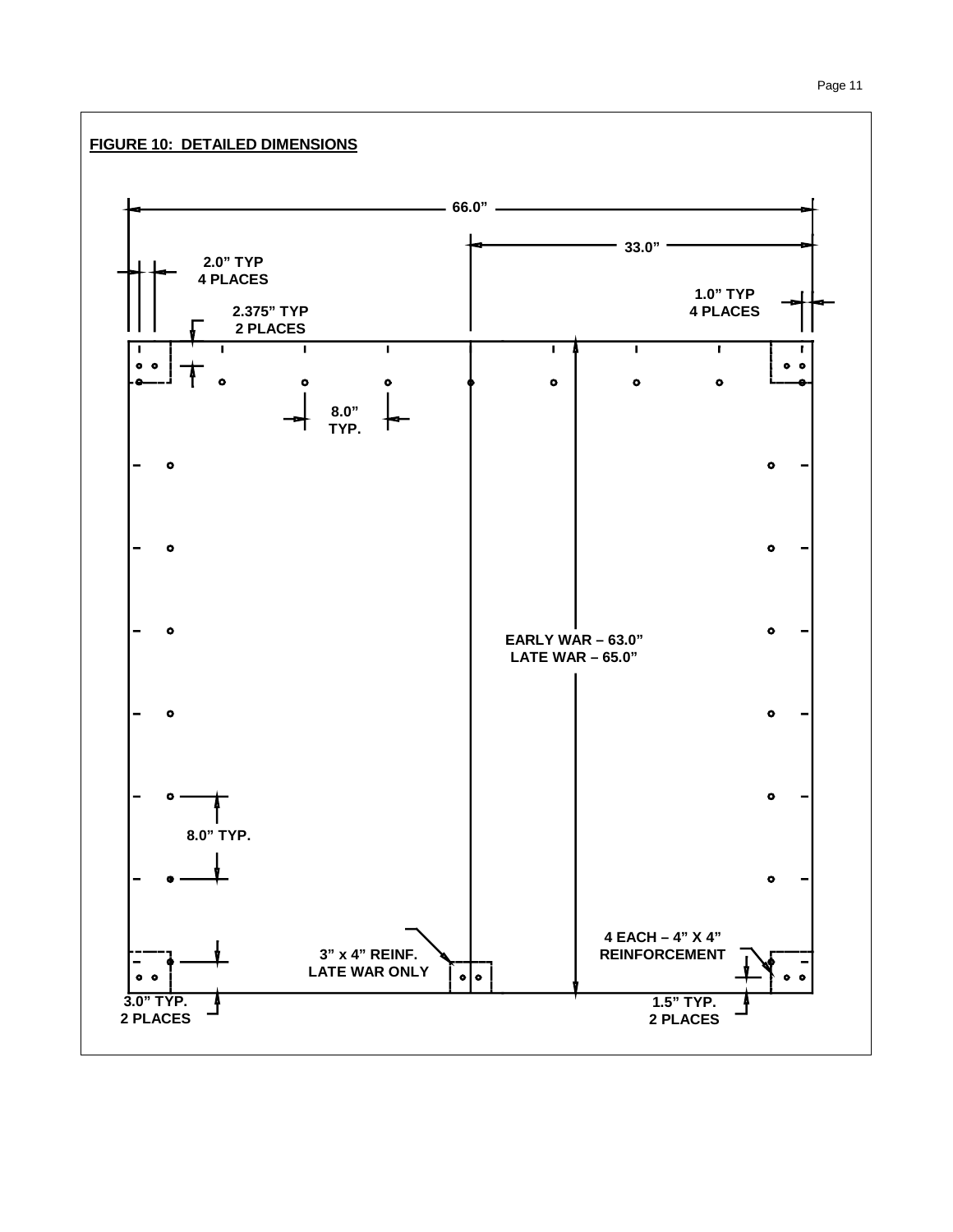**FIGURE 10: DETAILED DIMENSIONS**

66.0"

33.0"

2.0" TYP
4 PLACES

1.0" TYP
4 PLACES

2.375" TYP
2 PLACES

8.0"
TYP.

EARLY WAR – 63.0"
LATE WAR – 65.0"

8.0" TYP.

3" x 4" REINF.
LATE WAR ONLY

4 EACH – 4" X 4"
REINFORCEMENT

3.0" TYP.
2 PLACES

1.5" TYP.
2 PLACES